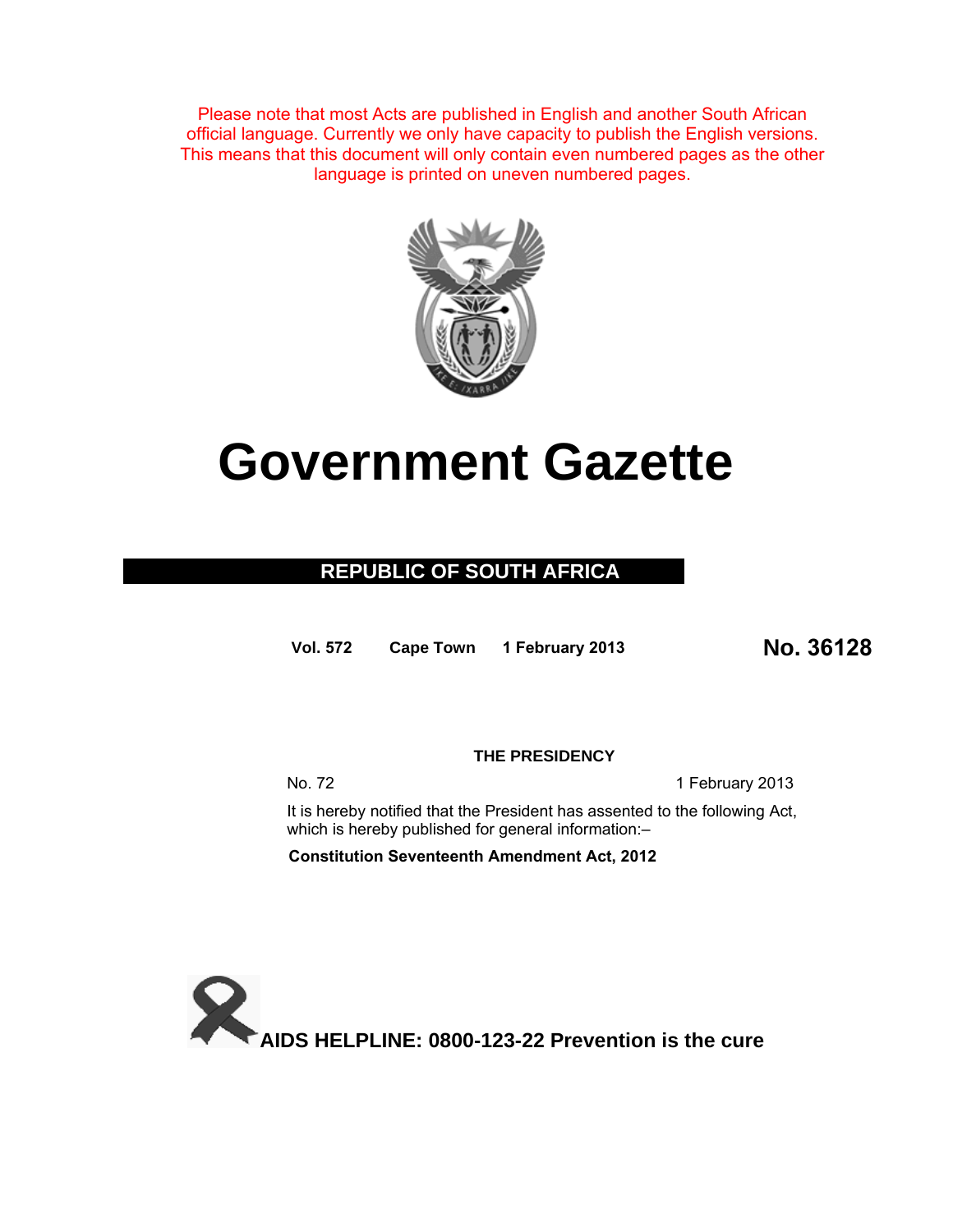Please note that most Acts are published in English and another South African official language. Currently we only have capacity to publish the English versions. This means that this document will only contain even numbered pages as the other language is printed on uneven numbered pages.

# Government Gazette

## REPUBLIC OF SOUTH AFRICA

**Vol. 572** **Cape Town** **1 February 2013** **No. 36128**

**THE PRESIDENCY**

No. 72 1 February 2013

It is hereby notified that the President has assented to the following Act, which is hereby published for general information:–

**Constitution Seventeenth Amendment Act, 2012**

**AIDS HELPLINE: 0800-123-22 Prevention is the cure**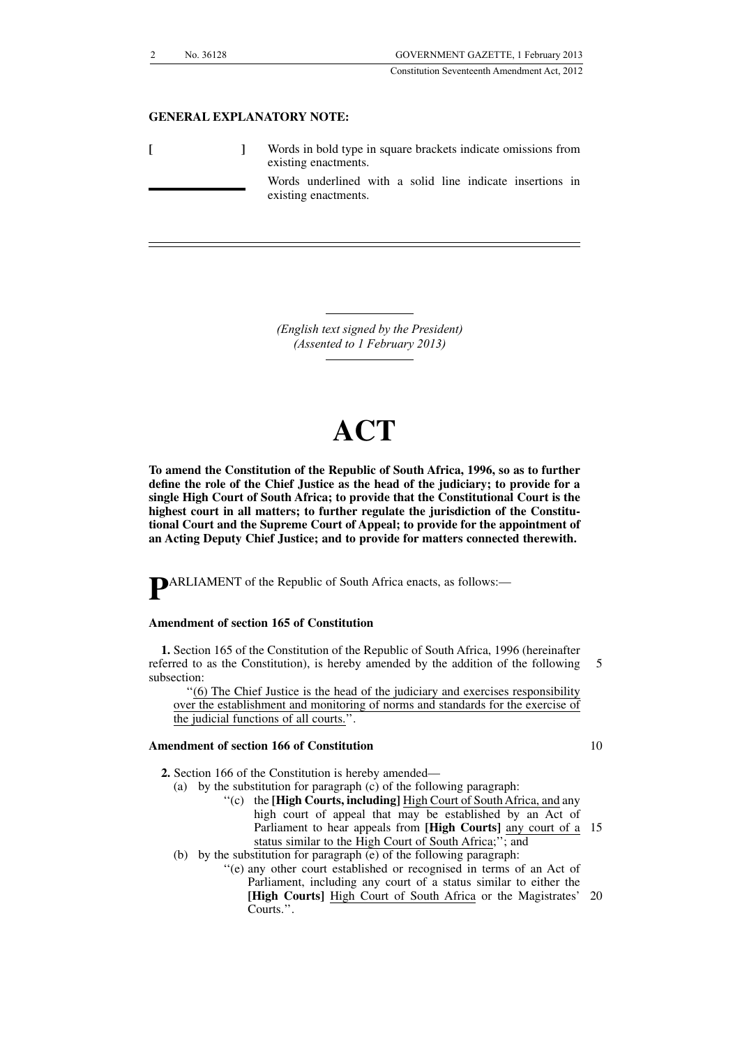**GENERAL EXPLANATORY NOTE:**

**[ ]** Words in bold type in square brackets indicate omissions from existing enactments.

\_\_\_\_\_\_\_\_ Words underlined with a solid line indicate insertions in existing enactments.

---

*(English text signed by the President)*
*(Assented to 1 February 2013)*

# ACT

**To amend the Constitution of the Republic of South Africa, 1996, so as to further define the role of the Chief Justice as the head of the judiciary; to provide for a single High Court of South Africa; to provide that the Constitutional Court is the highest court in all matters; to further regulate the jurisdiction of the Constitutional Court and the Supreme Court of Appeal; to provide for the appointment of an Acting Deputy Chief Justice; and to provide for matters connected therewith.**

PARLIAMENT of the Republic of South Africa enacts, as follows:—

**Amendment of section 165 of Constitution**

**1.** Section 165 of the Constitution of the Republic of South Africa, 1996 (hereinafter referred to as the Constitution), is hereby amended by the addition of the following subsection:

''<u>(6) The Chief Justice is the head of the judiciary and exercises responsibility over the establishment and monitoring of norms and standards for the exercise of the judicial functions of all courts.</u>''.

**Amendment of section 166 of Constitution**

**2.** Section 166 of the Constitution is hereby amended—

(a) by the substitution for paragraph (c) of the following paragraph:

''(c) the **[High Courts, including]** <u>High Court of South Africa, and</u> any high court of appeal that may be established by an Act of Parliament to hear appeals from **[High Courts]** <u>any court of a status similar to the High Court of South Africa</u>;''; and

(b) by the substitution for paragraph (e) of the following paragraph:

''(e) any other court established or recognised in terms of an Act of Parliament, including any court of a status similar to either the **[High Courts]** <u>High Court of South Africa</u> or the Magistrates' Courts.''.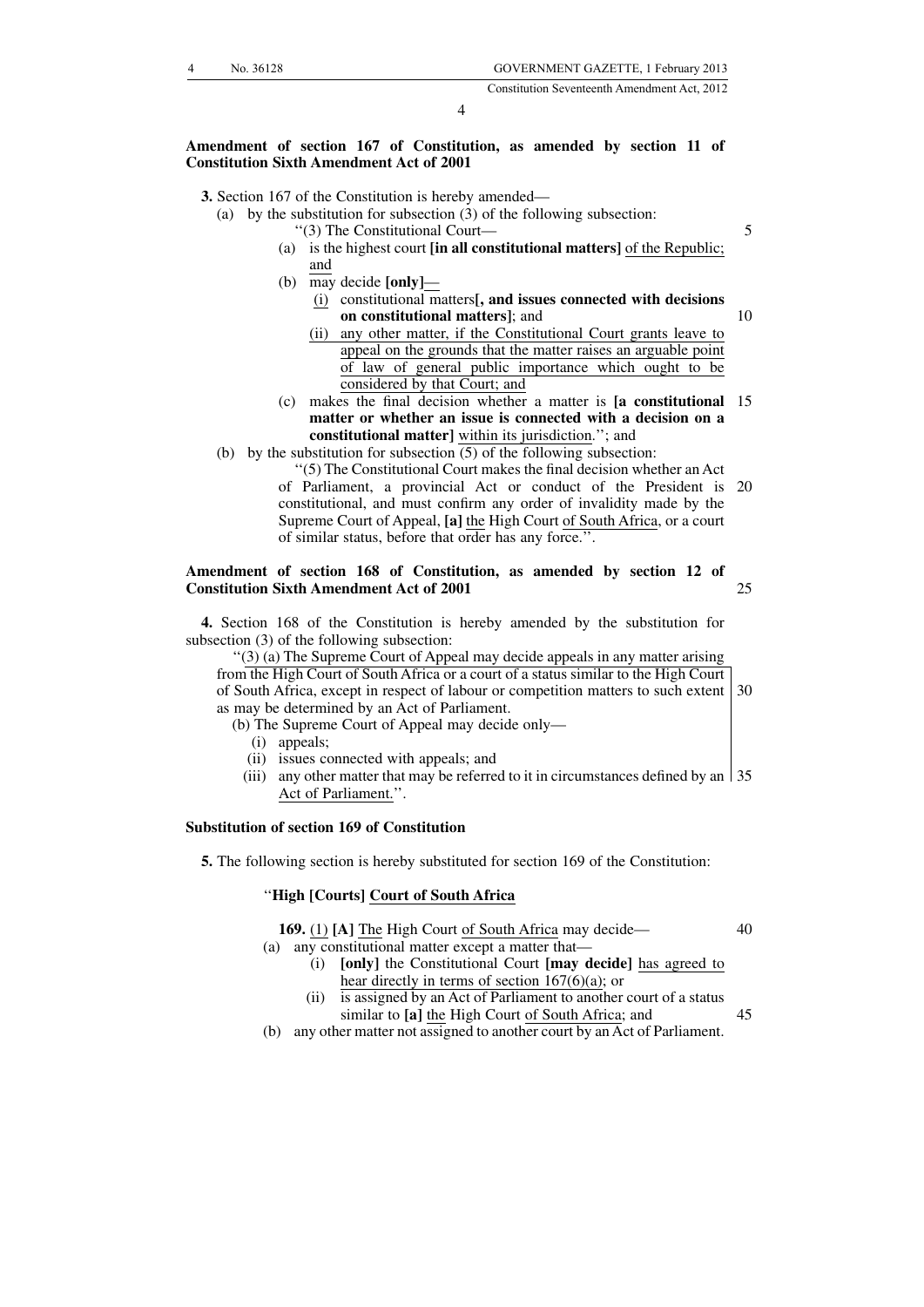**Amendment of section 167 of Constitution, as amended by section 11 of Constitution Sixth Amendment Act of 2001**

**3.** Section 167 of the Constitution is hereby amended—

(a) by the substitution for subsection (3) of the following subsection:

''(3) The Constitutional Court—

(a) is the highest court **[in all constitutional matters]** of the Republic; and

(b) may decide **[only]**—

(i) constitutional matters**[, and issues connected with decisions on constitutional matters]**; and

(ii) any other matter, if the Constitutional Court grants leave to appeal on the grounds that the matter raises an arguable point of law of general public importance which ought to be considered by that Court; and

(c) makes the final decision whether a matter is **[a constitutional matter or whether an issue is connected with a decision on a constitutional matter]** within its jurisdiction.''; and

(b) by the substitution for subsection (5) of the following subsection:

''(5) The Constitutional Court makes the final decision whether an Act of Parliament, a provincial Act or conduct of the President is constitutional, and must confirm any order of invalidity made by the Supreme Court of Appeal, **[a]** the High Court of South Africa, or a court of similar status, before that order has any force.''.

**Amendment of section 168 of Constitution, as amended by section 12 of Constitution Sixth Amendment Act of 2001**

**4.** Section 168 of the Constitution is hereby amended by the substitution for subsection (3) of the following subsection:

''(3) (a) The Supreme Court of Appeal may decide appeals in any matter arising from the High Court of South Africa or a court of a status similar to the High Court of South Africa, except in respect of labour or competition matters to such extent as may be determined by an Act of Parliament.

(b) The Supreme Court of Appeal may decide only—

(i) appeals;

(ii) issues connected with appeals; and

(iii) any other matter that may be referred to it in circumstances defined by an Act of Parliament.''.

**Substitution of section 169 of Constitution**

**5.** The following section is hereby substituted for section 169 of the Constitution:

''**High [Courts] Court of South Africa**

**169.** (1) **[A]** The High Court of South Africa may decide—

(a) any constitutional matter except a matter that—

(i) **[only]** the Constitutional Court **[may decide]** has agreed to hear directly in terms of section 167(6)(a); or

(ii) is assigned by an Act of Parliament to another court of a status similar to **[a]** the High Court of South Africa; and

(b) any other matter not assigned to another court by an Act of Parliament.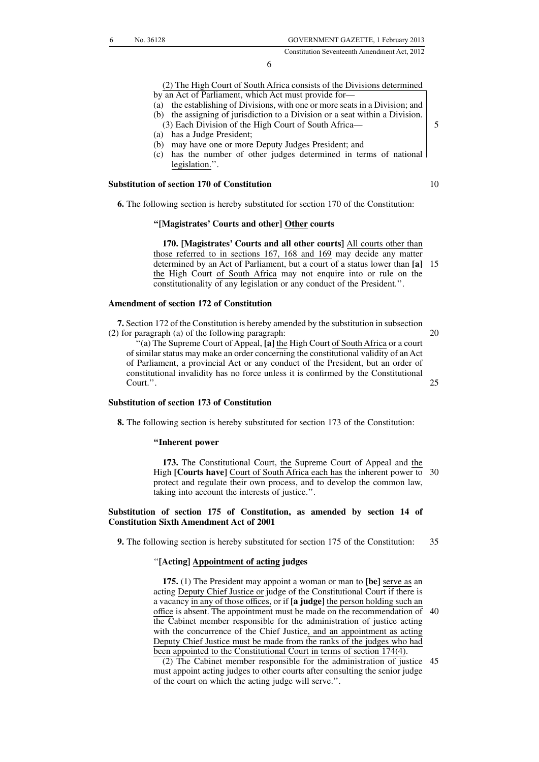(2) The High Court of South Africa consists of the Divisions determined by an Act of Parliament, which Act must provide for—

(a) the establishing of Divisions, with one or more seats in a Division; and
(b) the assigning of jurisdiction to a Division or a seat within a Division.

(3) Each Division of the High Court of South Africa—

(a) has a Judge President;
(b) may have one or more Deputy Judges President; and
(c) has the number of other judges determined in terms of national legislation.''.

**Substitution of section 170 of Constitution**

**6.** The following section is hereby substituted for section 170 of the Constitution:

**''[Magistrates' Courts and other] Other courts**

**170. [Magistrates' Courts and all other courts]** All courts other than those referred to in sections 167, 168 and 169 may decide any matter determined by an Act of Parliament, but a court of a status lower than **[a]** the High Court of South Africa may not enquire into or rule on the constitutionality of any legislation or any conduct of the President.''.

**Amendment of section 172 of Constitution**

**7.** Section 172 of the Constitution is hereby amended by the substitution in subsection (2) for paragraph (a) of the following paragraph:

''(a) The Supreme Court of Appeal, **[a]** the High Court of South Africa or a court of similar status may make an order concerning the constitutional validity of an Act of Parliament, a provincial Act or any conduct of the President, but an order of constitutional invalidity has no force unless it is confirmed by the Constitutional Court.''.

**Substitution of section 173 of Constitution**

**8.** The following section is hereby substituted for section 173 of the Constitution:

**''Inherent power**

**173.** The Constitutional Court, the Supreme Court of Appeal and the High **[Courts have]** Court of South Africa each has the inherent power to protect and regulate their own process, and to develop the common law, taking into account the interests of justice.''.

**Substitution of section 175 of Constitution, as amended by section 14 of Constitution Sixth Amendment Act of 2001**

**9.** The following section is hereby substituted for section 175 of the Constitution:

''**[Acting] Appointment of acting judges**

**175.** (1) The President may appoint a woman or man to **[be]** serve as an acting Deputy Chief Justice or judge of the Constitutional Court if there is a vacancy in any of those offices, or if **[a judge]** the person holding such an office is absent. The appointment must be made on the recommendation of the Cabinet member responsible for the administration of justice acting with the concurrence of the Chief Justice, and an appointment as acting Deputy Chief Justice must be made from the ranks of the judges who had been appointed to the Constitutional Court in terms of section 174(4).

(2) The Cabinet member responsible for the administration of justice must appoint acting judges to other courts after consulting the senior judge of the court on which the acting judge will serve.''.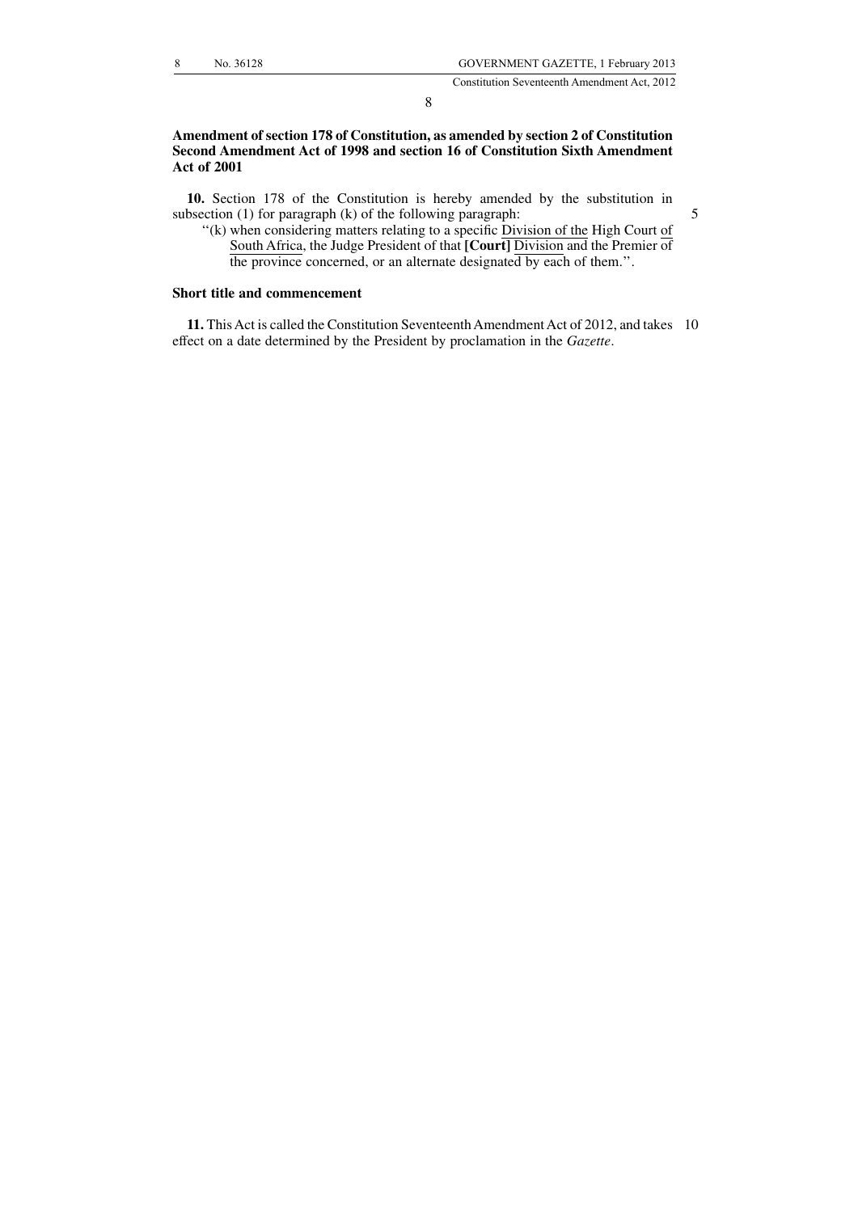**Amendment of section 178 of Constitution, as amended by section 2 of Constitution Second Amendment Act of 1998 and section 16 of Constitution Sixth Amendment Act of 2001**

**10.** Section 178 of the Constitution is hereby amended by the substitution in subsection (1) for paragraph (k) of the following paragraph:

> ''(k) when considering matters relating to a specific <u>Division of the</u> High Court <u>of South Africa</u>, the Judge President of that **[Court]** <u>Division</u> and the Premier of the province concerned, or an alternate designated by each of them.''.

**Short title and commencement**

**11.** This Act is called the Constitution Seventeenth Amendment Act of 2012, and takes effect on a date determined by the President by proclamation in the *Gazette*.